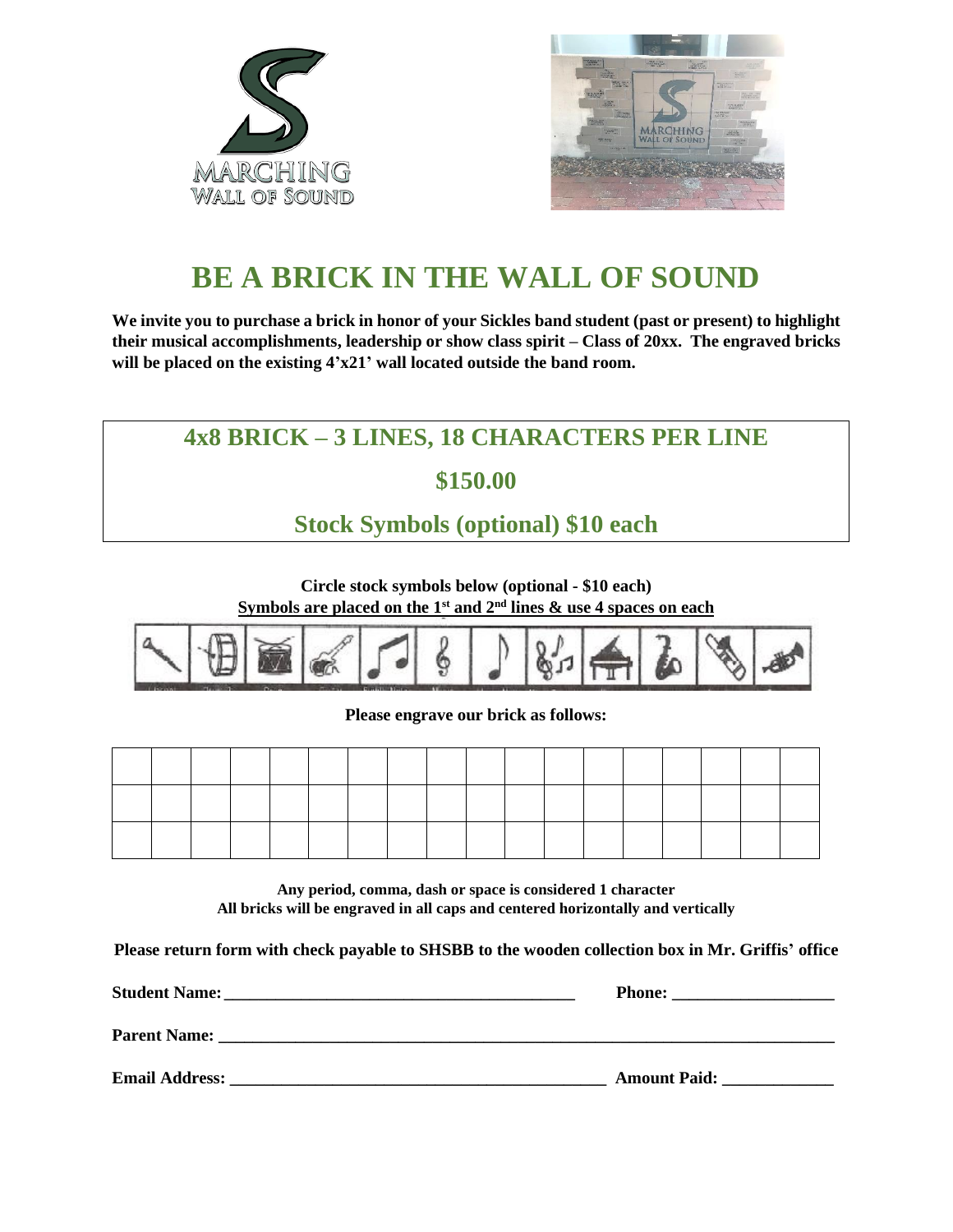MARCHING WALL OF SOUND

# BE A BRICK IN THE WALL OF SOUND

**We invite you to purchase a brick in honor of your Sickles band student (past or present) to highlight their musical accomplishments, leadership or show class spirit – Class of 20xx. The engraved bricks will be placed on the existing 4'x21' wall located outside the band room.**

## 4x8 BRICK – 3 LINES, 18 CHARACTERS PER LINE

## $150.00

## Stock Symbols (optional) $10 each

**Circle stock symbols below (optional - $10 each)**
**Symbols are placed on the 1st and 2nd lines & use 4 spaces on each**

**Please engrave our brick as follows:**

| | | | | | | | | | | | | | | | | | |
|---|---|---|---|---|---|---|---|---|---|---|---|---|---|---|---|---|---|
| | | | | | | | | | | | | | | | | | |
| | | | | | | | | | | | | | | | | | |
| | | | | | | | | | | | | | | | | | |

**Any period, comma, dash or space is considered 1 character**
**All bricks will be engraved in all caps and centered horizontally and vertically**

**Please return form with check payable to SHSBB to the wooden collection box in Mr. Griffis' office**

**Student Name:** ________________________________________ **Phone:** ___________________

**Parent Name:** ___________________________________________________________________________

**Email Address:** ___________________________________________ **Amount Paid:** _____________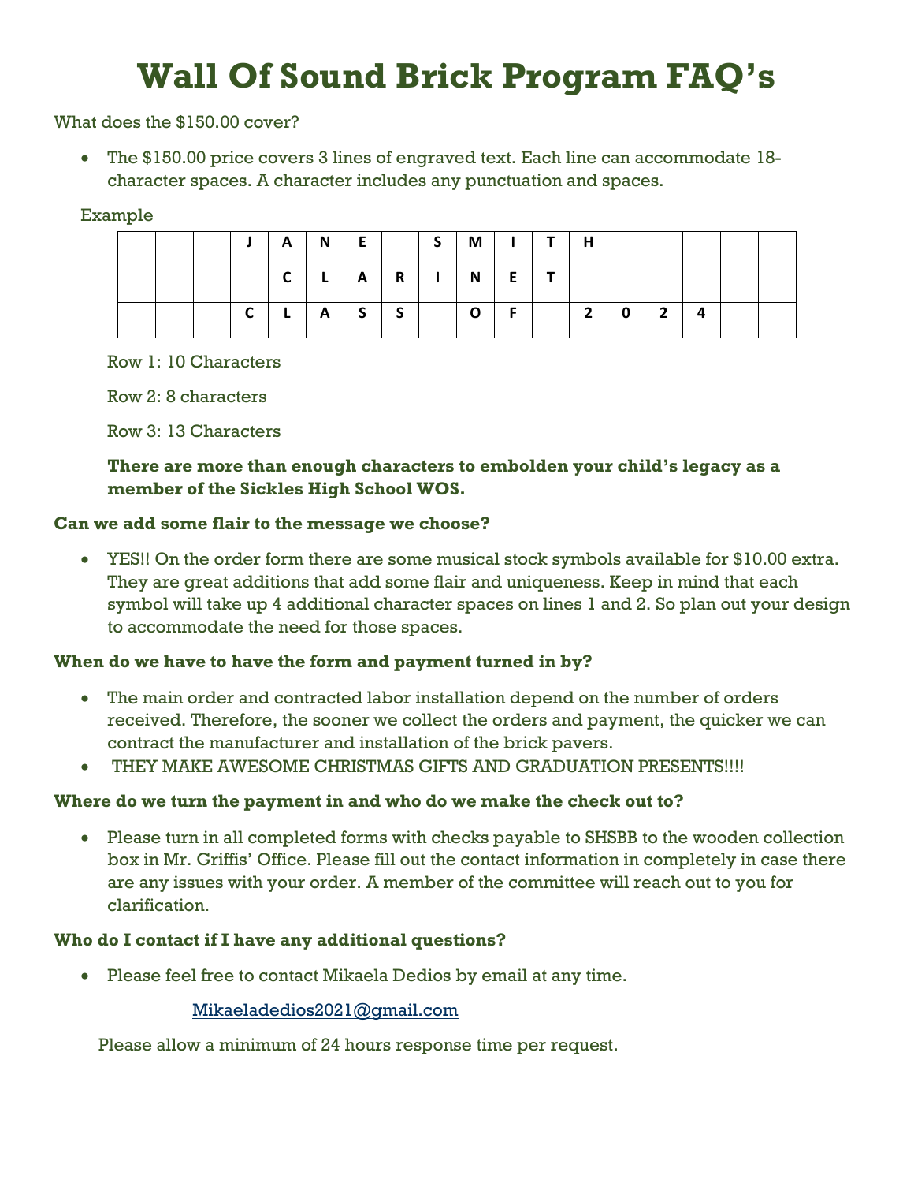# Wall Of Sound Brick Program FAQ's

What does the $150.00 cover?

- The $150.00 price covers 3 lines of engraved text. Each line can accommodate 18-character spaces. A character includes any punctuation and spaces.

Example

| | | | | | | | | | | | | | | | | | |
|---|---|---|---|---|---|---|---|---|---|---|---|---|---|---|---|---|---|
| | | | J | A | N | E | | S | M | I | T | H | | | | | |
| | | | | C | L | A | R | I | N | E | T | | | | | | |
| | | | C | L | A | S | S | | O | F | | 2 | 0 | 2 | 4 | | |

Row 1: 10 Characters

Row 2: 8 characters

Row 3: 13 Characters

**There are more than enough characters to embolden your child's legacy as a member of the Sickles High School WOS.**

**Can we add some flair to the message we choose?**

- YES!! On the order form there are some musical stock symbols available for $10.00 extra. They are great additions that add some flair and uniqueness. Keep in mind that each symbol will take up 4 additional character spaces on lines 1 and 2. So plan out your design to accommodate the need for those spaces.

**When do we have to have the form and payment turned in by?**

- The main order and contracted labor installation depend on the number of orders received. Therefore, the sooner we collect the orders and payment, the quicker we can contract the manufacturer and installation of the brick pavers.
- THEY MAKE AWESOME CHRISTMAS GIFTS AND GRADUATION PRESENTS!!!!

**Where do we turn the payment in and who do we make the check out to?**

- Please turn in all completed forms with checks payable to SHSBB to the wooden collection box in Mr. Griffis' Office. Please fill out the contact information in completely in case there are any issues with your order. A member of the committee will reach out to you for clarification.

**Who do I contact if I have any additional questions?**

- Please feel free to contact Mikaela Dedios by email at any time.

Mikaeladedios2021@gmail.com

Please allow a minimum of 24 hours response time per request.